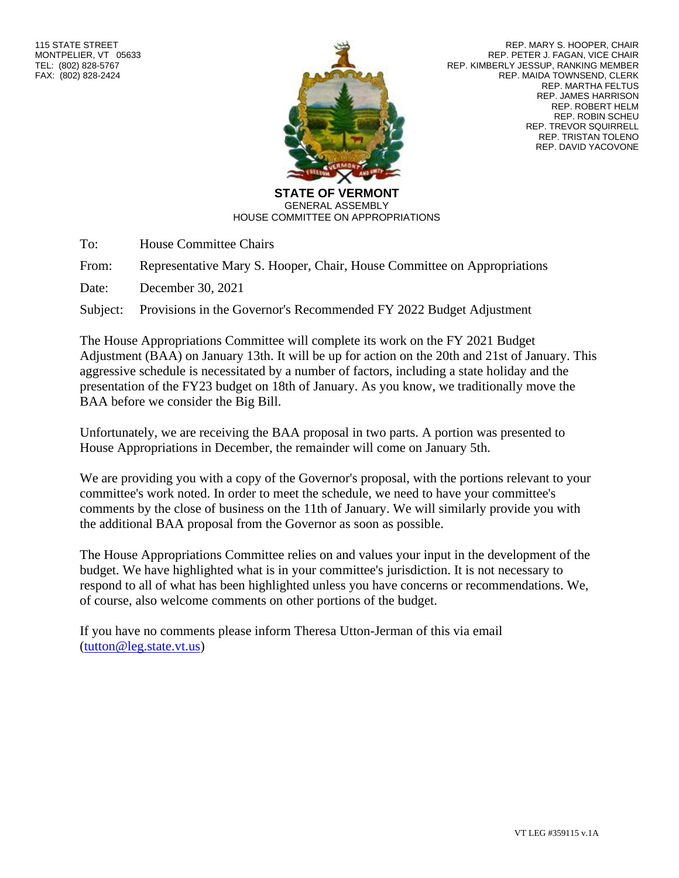115 STATE STREET
MONTPELIER, VT 05633
TEL: (802) 828-5767
FAX: (802) 828-2424

REP. MARY S. HOOPER, CHAIR
REP. PETER J. FAGAN, VICE CHAIR
REP. KIMBERLY JESSUP, RANKING MEMBER
REP. MAIDA TOWNSEND, CLERK
REP. MARTHA FELTUS
REP. JAMES HARRISON
REP. ROBERT HELM
REP. ROBIN SCHEU
REP. TREVOR SQUIRRELL
REP. TRISTAN TOLENO
REP. DAVID YACOVONE

**STATE OF VERMONT**
GENERAL ASSEMBLY
HOUSE COMMITTEE ON APPROPRIATIONS

To: House Committee Chairs

From: Representative Mary S. Hooper, Chair, House Committee on Appropriations

Date: December 30, 2021

Subject: Provisions in the Governor's Recommended FY 2022 Budget Adjustment

The House Appropriations Committee will complete its work on the FY 2021 Budget Adjustment (BAA) on January 13th. It will be up for action on the 20th and 21st of January. This aggressive schedule is necessitated by a number of factors, including a state holiday and the presentation of the FY23 budget on 18th of January. As you know, we traditionally move the BAA before we consider the Big Bill.

Unfortunately, we are receiving the BAA proposal in two parts. A portion was presented to House Appropriations in December, the remainder will come on January 5th.

We are providing you with a copy of the Governor's proposal, with the portions relevant to your committee's work noted. In order to meet the schedule, we need to have your committee's comments by the close of business on the 11th of January. We will similarly provide you with the additional BAA proposal from the Governor as soon as possible.

The House Appropriations Committee relies on and values your input in the development of the budget. We have highlighted what is in your committee's jurisdiction. It is not necessary to respond to all of what has been highlighted unless you have concerns or recommendations. We, of course, also welcome comments on other portions of the budget.

If you have no comments please inform Theresa Utton-Jerman of this via email (tutton@leg.state.vt.us)

VT LEG #359115 v.1A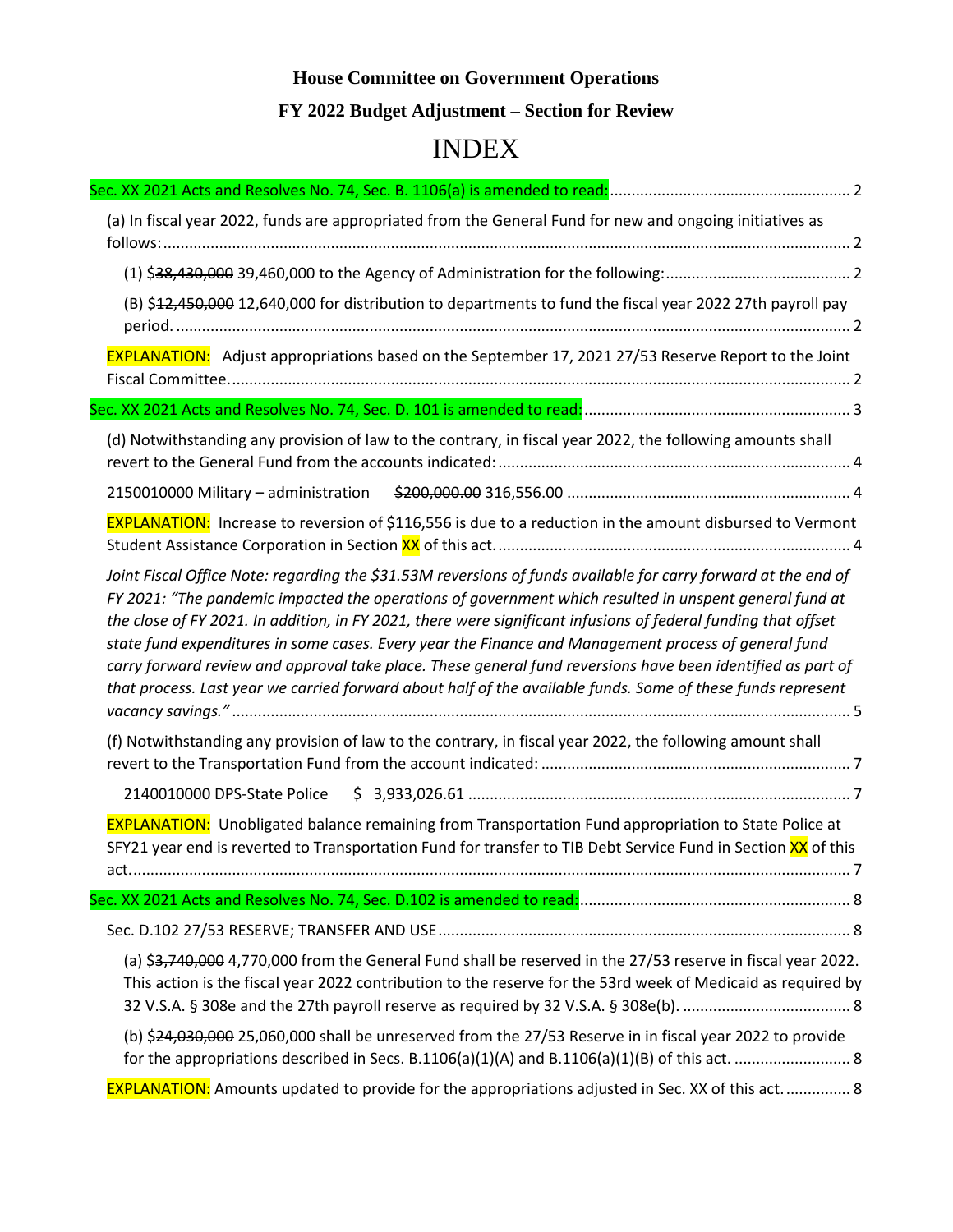**House Committee on Government Operations**

**FY 2022 Budget Adjustment – Section for Review**

# INDEX

Sec. XX 2021 Acts and Resolves No. 74, Sec. B. 1106(a) is amended to read: ........ 2

(a) In fiscal year 2022, funds are appropriated from the General Fund for new and ongoing initiatives as follows: ........ 2

(1) $~~38,430,000~~ 39,460,000 to the Agency of Administration for the following: ........ 2

(B) $~~12,450,000~~ 12,640,000 for distribution to departments to fund the fiscal year 2022 27th payroll pay period. ........ 2

EXPLANATION: Adjust appropriations based on the September 17, 2021 27/53 Reserve Report to the Joint Fiscal Committee. ........ 2

Sec. XX 2021 Acts and Resolves No. 74, Sec. D. 101 is amended to read: ........ 3

(d) Notwithstanding any provision of law to the contrary, in fiscal year 2022, the following amounts shall revert to the General Fund from the accounts indicated: ........ 4

2150010000 Military – administration ~~$200,000.00~~ 316,556.00 ........ 4

EXPLANATION: Increase to reversion of $116,556 is due to a reduction in the amount disbursed to Vermont Student Assistance Corporation in Section XX of this act. ........ 4

*Joint Fiscal Office Note: regarding the $31.53M reversions of funds available for carry forward at the end of FY 2021: "The pandemic impacted the operations of government which resulted in unspent general fund at the close of FY 2021. In addition, in FY 2021, there were significant infusions of federal funding that offset state fund expenditures in some cases. Every year the Finance and Management process of general fund carry forward review and approval take place. These general fund reversions have been identified as part of that process. Last year we carried forward about half of the available funds. Some of these funds represent vacancy savings."* ........ 5

(f) Notwithstanding any provision of law to the contrary, in fiscal year 2022, the following amount shall revert to the Transportation Fund from the account indicated: ........ 7

2140010000 DPS-State Police $ 3,933,026.61 ........ 7

EXPLANATION: Unobligated balance remaining from Transportation Fund appropriation to State Police at SFY21 year end is reverted to Transportation Fund for transfer to TIB Debt Service Fund in Section XX of this act. ........ 7

Sec. XX 2021 Acts and Resolves No. 74, Sec. D.102 is amended to read: ........ 8

Sec. D.102 27/53 RESERVE; TRANSFER AND USE ........ 8

(a) $~~3,740,000~~ 4,770,000 from the General Fund shall be reserved in the 27/53 reserve in fiscal year 2022. This action is the fiscal year 2022 contribution to the reserve for the 53rd week of Medicaid as required by 32 V.S.A. § 308e and the 27th payroll reserve as required by 32 V.S.A. § 308e(b). ........ 8

(b) $~~24,030,000~~ 25,060,000 shall be unreserved from the 27/53 Reserve in in fiscal year 2022 to provide for the appropriations described in Secs. B.1106(a)(1)(A) and B.1106(a)(1)(B) of this act. ........ 8

EXPLANATION: Amounts updated to provide for the appropriations adjusted in Sec. XX of this act. ........ 8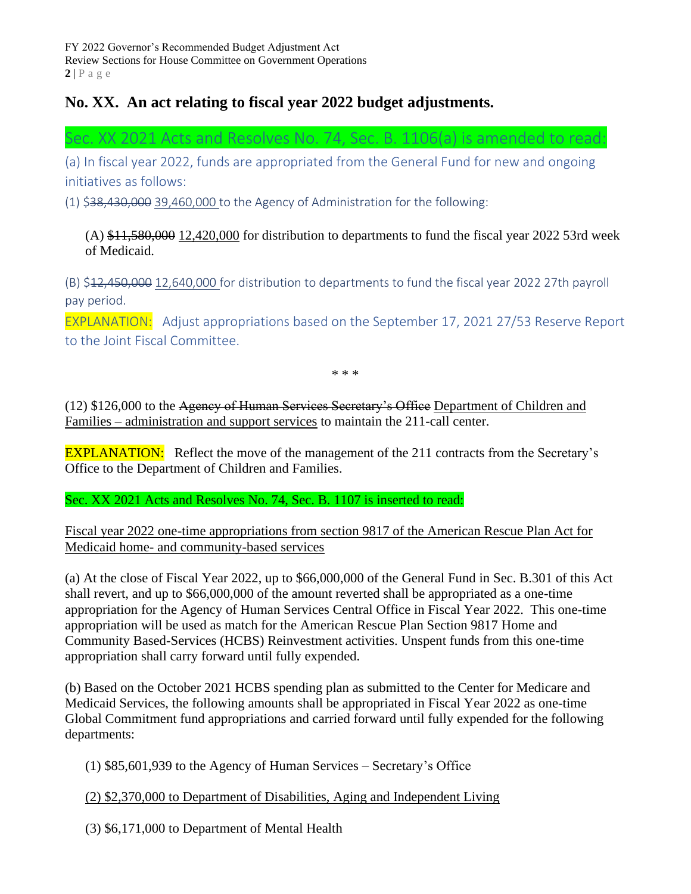## No. XX. An act relating to fiscal year 2022 budget adjustments.

Sec. XX 2021 Acts and Resolves No. 74, Sec. B. 1106(a) is amended to read:

(a) In fiscal year 2022, funds are appropriated from the General Fund for new and ongoing initiatives as follows:

(1) $~~38,430,000~~ <u>39,460,000</u> to the Agency of Administration for the following:

(A) ~~$11,580,000~~ <u>12,420,000</u> for distribution to departments to fund the fiscal year 2022 53rd week of Medicaid.

(B) $~~12,450,000~~ <u>12,640,000</u> for distribution to departments to fund the fiscal year 2022 27th payroll pay period.

EXPLANATION: Adjust appropriations based on the September 17, 2021 27/53 Reserve Report to the Joint Fiscal Committee.

\* \* \*

(12) $126,000 to the ~~Agency of Human Services Secretary's Office~~ <u>Department of Children and Families – administration and support services</u> to maintain the 211-call center.

EXPLANATION: Reflect the move of the management of the 211 contracts from the Secretary's Office to the Department of Children and Families.

Sec. XX 2021 Acts and Resolves No. 74, Sec. B. 1107 is inserted to read:

<u>Fiscal year 2022 one-time appropriations from section 9817 of the American Rescue Plan Act for Medicaid home- and community-based services</u>

(a) At the close of Fiscal Year 2022, up to $66,000,000 of the General Fund in Sec. B.301 of this Act shall revert, and up to $66,000,000 of the amount reverted shall be appropriated as a one-time appropriation for the Agency of Human Services Central Office in Fiscal Year 2022. This one-time appropriation will be used as match for the American Rescue Plan Section 9817 Home and Community Based-Services (HCBS) Reinvestment activities. Unspent funds from this one-time appropriation shall carry forward until fully expended.

(b) Based on the October 2021 HCBS spending plan as submitted to the Center for Medicare and Medicaid Services, the following amounts shall be appropriated in Fiscal Year 2022 as one-time Global Commitment fund appropriations and carried forward until fully expended for the following departments:

(1) $85,601,939 to the Agency of Human Services – Secretary's Office

<u>(2) $2,370,000 to Department of Disabilities, Aging and Independent Living</u>

(3) $6,171,000 to Department of Mental Health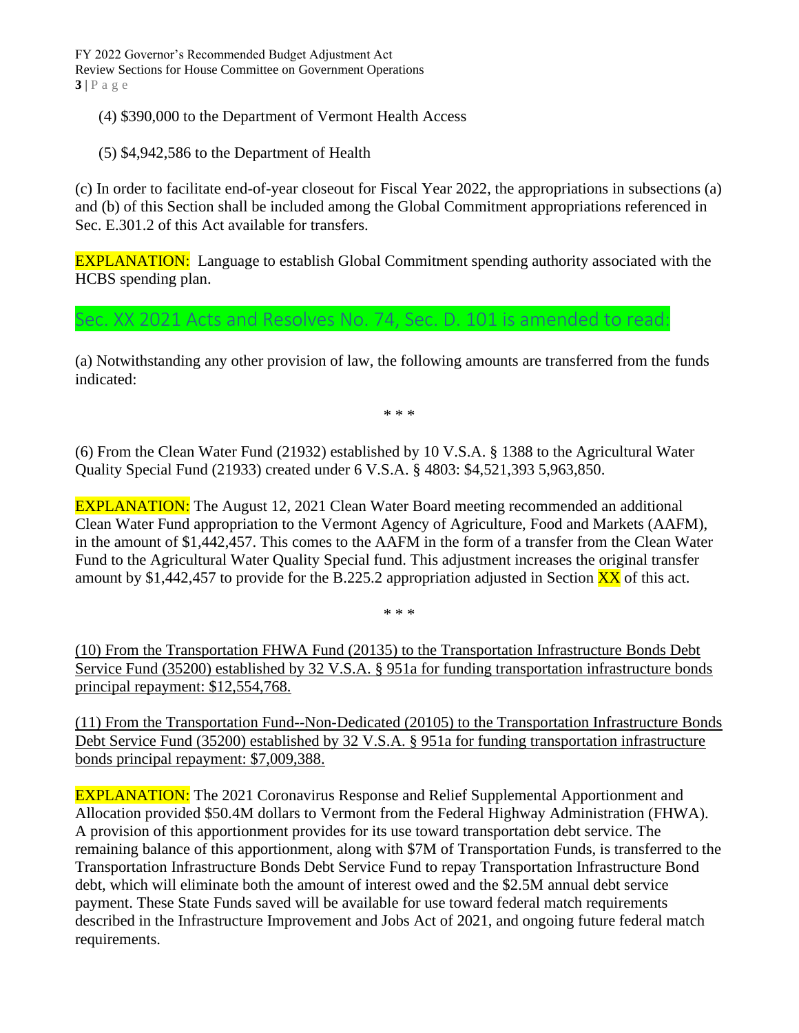(4) $390,000 to the Department of Vermont Health Access

(5) $4,942,586 to the Department of Health

(c) In order to facilitate end-of-year closeout for Fiscal Year 2022, the appropriations in subsections (a) and (b) of this Section shall be included among the Global Commitment appropriations referenced in Sec. E.301.2 of this Act available for transfers.

EXPLANATION: Language to establish Global Commitment spending authority associated with the HCBS spending plan.

## Sec. XX 2021 Acts and Resolves No. 74, Sec. D. 101 is amended to read:

(a) Notwithstanding any other provision of law, the following amounts are transferred from the funds indicated:

\* \* \*

(6) From the Clean Water Fund (21932) established by 10 V.S.A. § 1388 to the Agricultural Water Quality Special Fund (21933) created under 6 V.S.A. § 4803: $4,521,393 5,963,850.

EXPLANATION: The August 12, 2021 Clean Water Board meeting recommended an additional Clean Water Fund appropriation to the Vermont Agency of Agriculture, Food and Markets (AAFM), in the amount of $1,442,457. This comes to the AAFM in the form of a transfer from the Clean Water Fund to the Agricultural Water Quality Special fund. This adjustment increases the original transfer amount by $1,442,457 to provide for the B.225.2 appropriation adjusted in Section XX of this act.

\* \* \*

(10) From the Transportation FHWA Fund (20135) to the Transportation Infrastructure Bonds Debt Service Fund (35200) established by 32 V.S.A. § 951a for funding transportation infrastructure bonds principal repayment: $12,554,768.

(11) From the Transportation Fund--Non-Dedicated (20105) to the Transportation Infrastructure Bonds Debt Service Fund (35200) established by 32 V.S.A. § 951a for funding transportation infrastructure bonds principal repayment: $7,009,388.

EXPLANATION: The 2021 Coronavirus Response and Relief Supplemental Apportionment and Allocation provided $50.4M dollars to Vermont from the Federal Highway Administration (FHWA). A provision of this apportionment provides for its use toward transportation debt service. The remaining balance of this apportionment, along with $7M of Transportation Funds, is transferred to the Transportation Infrastructure Bonds Debt Service Fund to repay Transportation Infrastructure Bond debt, which will eliminate both the amount of interest owed and the $2.5M annual debt service payment. These State Funds saved will be available for use toward federal match requirements described in the Infrastructure Improvement and Jobs Act of 2021, and ongoing future federal match requirements.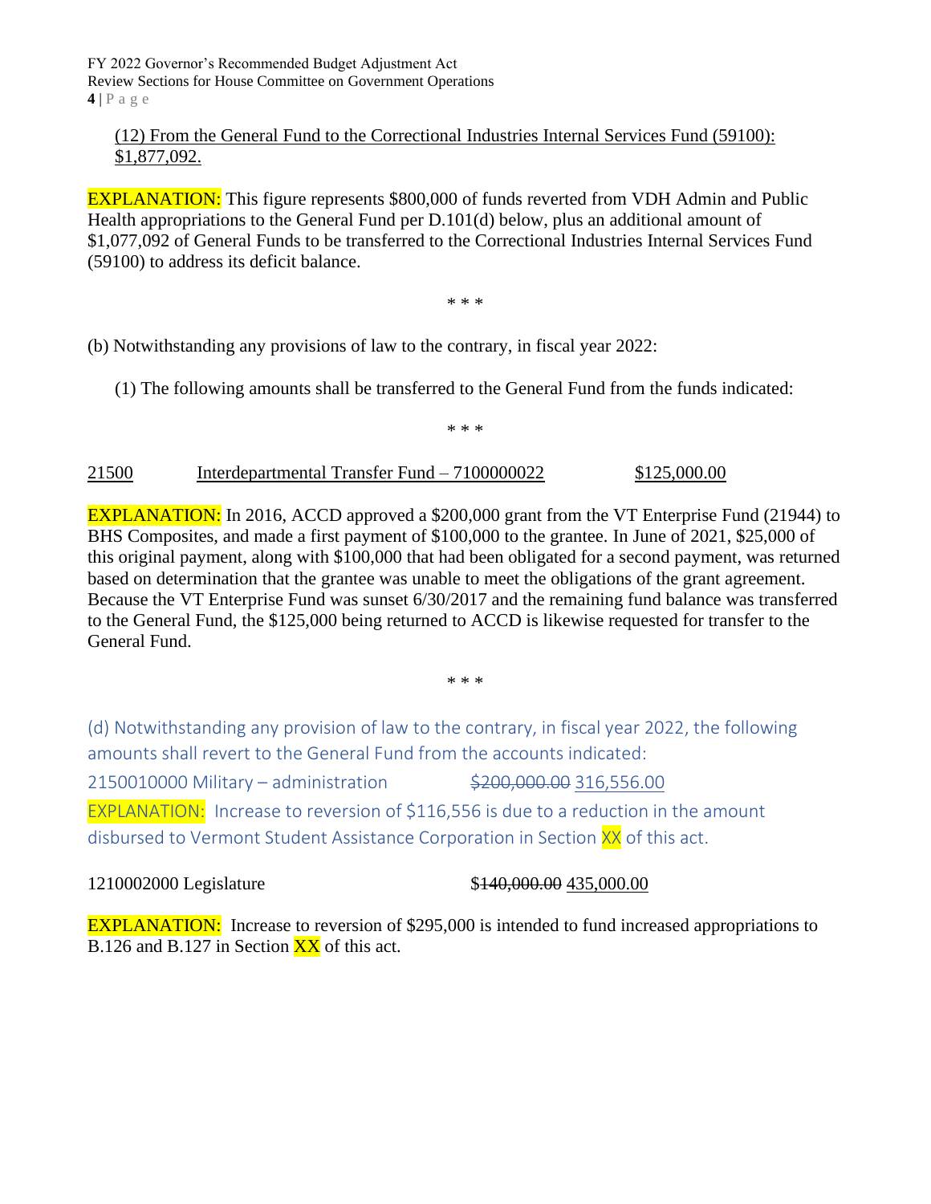(12) From the General Fund to the Correctional Industries Internal Services Fund (59100): $1,877,092.

EXPLANATION: This figure represents $800,000 of funds reverted from VDH Admin and Public Health appropriations to the General Fund per D.101(d) below, plus an additional amount of $1,077,092 of General Funds to be transferred to the Correctional Industries Internal Services Fund (59100) to address its deficit balance.

\* \* \*

(b) Notwithstanding any provisions of law to the contrary, in fiscal year 2022:

(1) The following amounts shall be transferred to the General Fund from the funds indicated:

\* \* \*

| | | |
|---|---|---|
| 21500 | Interdepartmental Transfer Fund – 7100000022 | $125,000.00 |

EXPLANATION: In 2016, ACCD approved a $200,000 grant from the VT Enterprise Fund (21944) to BHS Composites, and made a first payment of $100,000 to the grantee. In June of 2021, $25,000 of this original payment, along with $100,000 that had been obligated for a second payment, was returned based on determination that the grantee was unable to meet the obligations of the grant agreement. Because the VT Enterprise Fund was sunset 6/30/2017 and the remaining fund balance was transferred to the General Fund, the $125,000 being returned to ACCD is likewise requested for transfer to the General Fund.

\* \* \*

(d) Notwithstanding any provision of law to the contrary, in fiscal year 2022, the following amounts shall revert to the General Fund from the accounts indicated:

2150010000 Military – administration ~~$200,000.00~~ 316,556.00

EXPLANATION: Increase to reversion of $116,556 is due to a reduction in the amount disbursed to Vermont Student Assistance Corporation in Section XX of this act.

1210002000 Legislature $~~140,000.00~~ 435,000.00

EXPLANATION: Increase to reversion of $295,000 is intended to fund increased appropriations to B.126 and B.127 in Section XX of this act.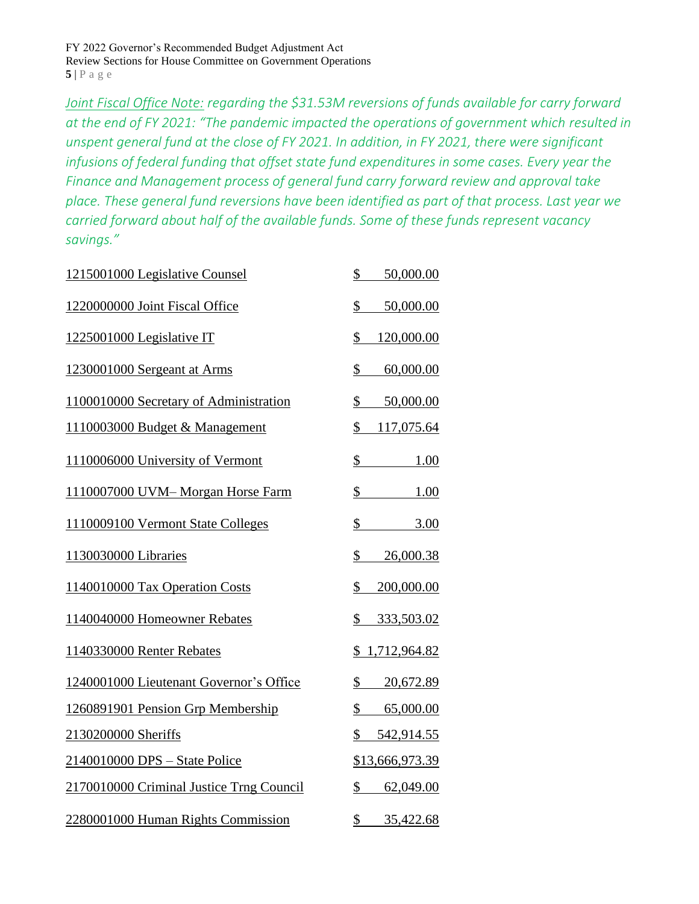*Joint Fiscal Office Note: regarding the $31.53M reversions of funds available for carry forward at the end of FY 2021: "The pandemic impacted the operations of government which resulted in unspent general fund at the close of FY 2021. In addition, in FY 2021, there were significant infusions of federal funding that offset state fund expenditures in some cases. Every year the Finance and Management process of general fund carry forward review and approval take place. These general fund reversions have been identified as part of that process. Last year we carried forward about half of the available funds. Some of these funds represent vacancy savings."*

| | |
|---|---|
| 1215001000 Legislative Counsel | $ 50,000.00 |
| 1220000000 Joint Fiscal Office | $ 50,000.00 |
| 1225001000 Legislative IT | $ 120,000.00 |
| 1230001000 Sergeant at Arms | $ 60,000.00 |
| 1100010000 Secretary of Administration | $ 50,000.00 |
| 1110003000 Budget & Management | $ 117,075.64 |
| 1110006000 University of Vermont | $ 1.00 |
| 1110007000 UVM– Morgan Horse Farm | $ 1.00 |
| 1110009100 Vermont State Colleges | $ 3.00 |
| 1130030000 Libraries | $ 26,000.38 |
| 1140010000 Tax Operation Costs | $ 200,000.00 |
| 1140040000 Homeowner Rebates | $ 333,503.02 |
| 1140330000 Renter Rebates | $ 1,712,964.82 |
| 1240001000 Lieutenant Governor's Office | $ 20,672.89 |
| 1260891901 Pension Grp Membership | $ 65,000.00 |
| 2130200000 Sheriffs | $ 542,914.55 |
| 2140010000 DPS – State Police | $13,666,973.39 |
| 2170010000 Criminal Justice Trng Council | $ 62,049.00 |
| 2280001000 Human Rights Commission | $ 35,422.68 |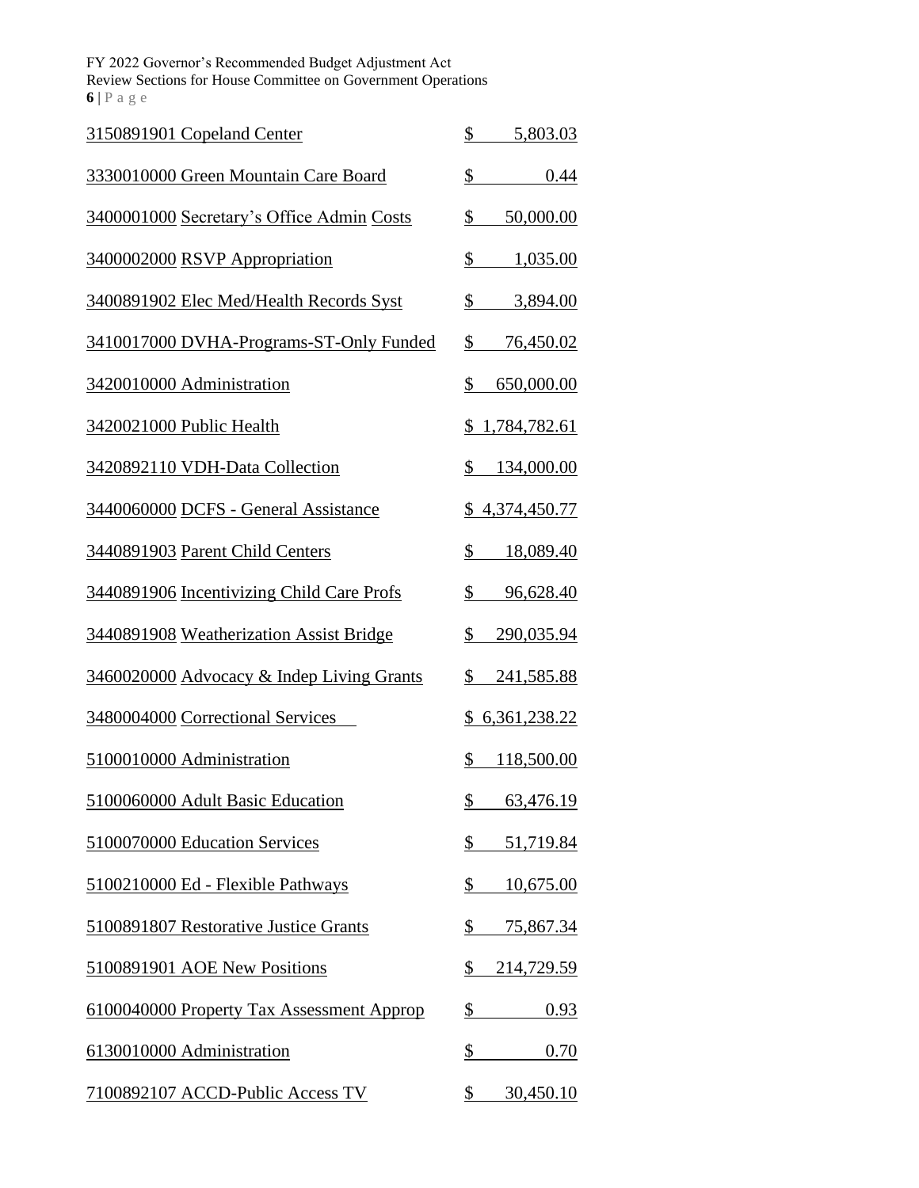| | |
|---|---|
| 3150891901 Copeland Center | $ 5,803.03 |
| 3330010000 Green Mountain Care Board | $ 0.44 |
| 3400001000 Secretary's Office Admin Costs | $ 50,000.00 |
| 3400002000 RSVP Appropriation | $ 1,035.00 |
| 3400891902 Elec Med/Health Records Syst | $ 3,894.00 |
| 3410017000 DVHA-Programs-ST-Only Funded | $ 76,450.02 |
| 3420010000 Administration | $ 650,000.00 |
| 3420021000 Public Health | $ 1,784,782.61 |
| 3420892110 VDH-Data Collection | $ 134,000.00 |
| 3440060000 DCFS - General Assistance | $ 4,374,450.77 |
| 3440891903 Parent Child Centers | $ 18,089.40 |
| 3440891906 Incentivizing Child Care Profs | $ 96,628.40 |
| 3440891908 Weatherization Assist Bridge | $ 290,035.94 |
| 3460020000 Advocacy & Indep Living Grants | $ 241,585.88 |
| 3480004000 Correctional Services | $ 6,361,238.22 |
| 5100010000 Administration | $ 118,500.00 |
| 5100060000 Adult Basic Education | $ 63,476.19 |
| 5100070000 Education Services | $ 51,719.84 |
| 5100210000 Ed - Flexible Pathways | $ 10,675.00 |
| 5100891807 Restorative Justice Grants | $ 75,867.34 |
| 5100891901 AOE New Positions | $ 214,729.59 |
| 6100040000 Property Tax Assessment Approp | $ 0.93 |
| 6130010000 Administration | $ 0.70 |
| 7100892107 ACCD-Public Access TV | $ 30,450.10 |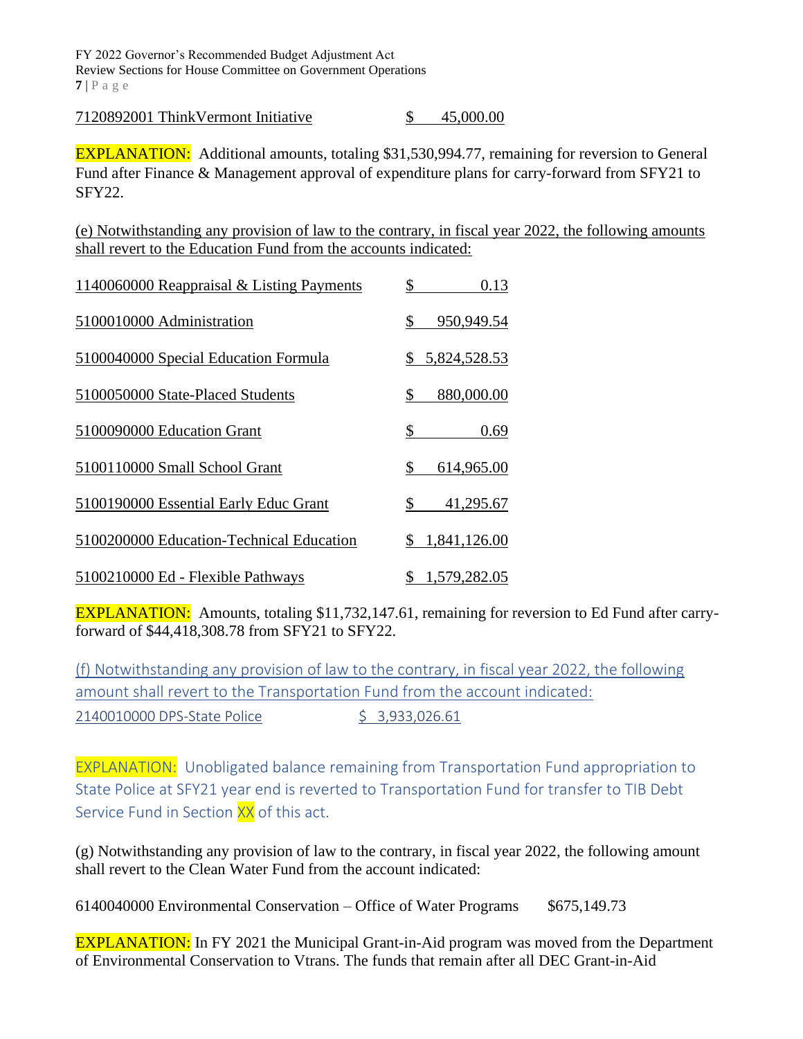7120892001 ThinkVermont Initiative $ 45,000.00

**EXPLANATION:** Additional amounts, totaling $31,530,994.77, remaining for reversion to General Fund after Finance & Management approval of expenditure plans for carry-forward from SFY21 to SFY22.

(e) Notwithstanding any provision of law to the contrary, in fiscal year 2022, the following amounts shall revert to the Education Fund from the accounts indicated:

| Account | Amount |
|---|---|
| 1140060000 Reappraisal & Listing Payments | $ 0.13 |
| 5100010000 Administration | $ 950,949.54 |
| 5100040000 Special Education Formula | $ 5,824,528.53 |
| 5100050000 State-Placed Students | $ 880,000.00 |
| 5100090000 Education Grant | $ 0.69 |
| 5100110000 Small School Grant | $ 614,965.00 |
| 5100190000 Essential Early Educ Grant | $ 41,295.67 |
| 5100200000 Education-Technical Education | $ 1,841,126.00 |
| 5100210000 Ed - Flexible Pathways | $ 1,579,282.05 |

**EXPLANATION:** Amounts, totaling $11,732,147.61, remaining for reversion to Ed Fund after carry-forward of $44,418,308.78 from SFY21 to SFY22.

(f) Notwithstanding any provision of law to the contrary, in fiscal year 2022, the following amount shall revert to the Transportation Fund from the account indicated:

2140010000 DPS-State Police $ 3,933,026.61

**EXPLANATION:** Unobligated balance remaining from Transportation Fund appropriation to State Police at SFY21 year end is reverted to Transportation Fund for transfer to TIB Debt Service Fund in Section XX of this act.

(g) Notwithstanding any provision of law to the contrary, in fiscal year 2022, the following amount shall revert to the Clean Water Fund from the account indicated:

6140040000 Environmental Conservation – Office of Water Programs $675,149.73

**EXPLANATION:** In FY 2021 the Municipal Grant-in-Aid program was moved from the Department of Environmental Conservation to Vtrans. The funds that remain after all DEC Grant-in-Aid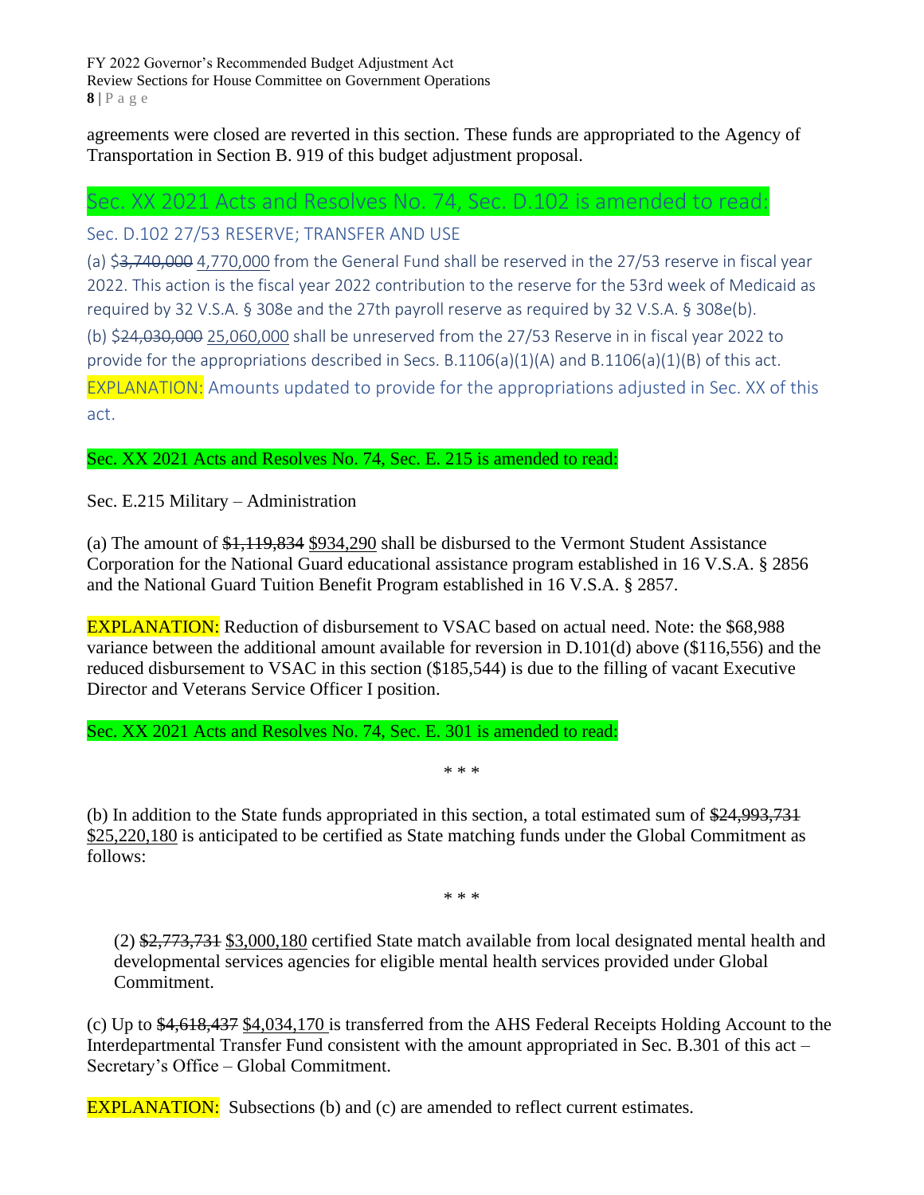agreements were closed are reverted in this section. These funds are appropriated to the Agency of Transportation in Section B. 919 of this budget adjustment proposal.

## Sec. XX 2021 Acts and Resolves No. 74, Sec. D.102 is amended to read:

### Sec. D.102 27/53 RESERVE; TRANSFER AND USE

(a) $~~3,740,000~~ 4,770,000 from the General Fund shall be reserved in the 27/53 reserve in fiscal year 2022. This action is the fiscal year 2022 contribution to the reserve for the 53rd week of Medicaid as required by 32 V.S.A. § 308e and the 27th payroll reserve as required by 32 V.S.A. § 308e(b).

(b) $~~24,030,000~~ 25,060,000 shall be unreserved from the 27/53 Reserve in in fiscal year 2022 to provide for the appropriations described in Secs. B.1106(a)(1)(A) and B.1106(a)(1)(B) of this act.

EXPLANATION: Amounts updated to provide for the appropriations adjusted in Sec. XX of this act.

Sec. XX 2021 Acts and Resolves No. 74, Sec. E. 215 is amended to read:

Sec. E.215 Military – Administration

(a) The amount of ~~$1,119,834~~ $934,290 shall be disbursed to the Vermont Student Assistance Corporation for the National Guard educational assistance program established in 16 V.S.A. § 2856 and the National Guard Tuition Benefit Program established in 16 V.S.A. § 2857.

EXPLANATION: Reduction of disbursement to VSAC based on actual need. Note: the $68,988 variance between the additional amount available for reversion in D.101(d) above ($116,556) and the reduced disbursement to VSAC in this section ($185,544) is due to the filling of vacant Executive Director and Veterans Service Officer I position.

Sec. XX 2021 Acts and Resolves No. 74, Sec. E. 301 is amended to read:

\* \* \*

(b) In addition to the State funds appropriated in this section, a total estimated sum of ~~$24,993,731~~ $25,220,180 is anticipated to be certified as State matching funds under the Global Commitment as follows:

\* \* \*

(2) ~~$2,773,731~~ $3,000,180 certified State match available from local designated mental health and developmental services agencies for eligible mental health services provided under Global Commitment.

(c) Up to ~~$4,618,437~~ $4,034,170 is transferred from the AHS Federal Receipts Holding Account to the Interdepartmental Transfer Fund consistent with the amount appropriated in Sec. B.301 of this act – Secretary's Office – Global Commitment.

EXPLANATION: Subsections (b) and (c) are amended to reflect current estimates.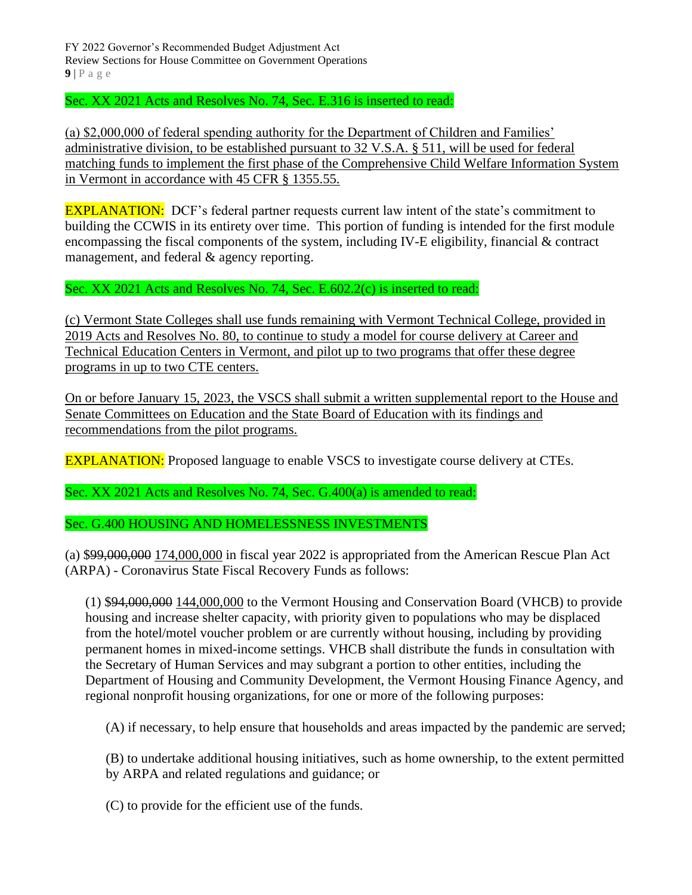Sec. XX 2021 Acts and Resolves No. 74, Sec. E.316 is inserted to read:

<u>(a) $2,000,000 of federal spending authority for the Department of Children and Families' administrative division, to be established pursuant to 32 V.S.A. § 511, will be used for federal matching funds to implement the first phase of the Comprehensive Child Welfare Information System in Vermont in accordance with 45 CFR § 1355.55.</u>

EXPLANATION: DCF's federal partner requests current law intent of the state's commitment to building the CCWIS in its entirety over time. This portion of funding is intended for the first module encompassing the fiscal components of the system, including IV-E eligibility, financial & contract management, and federal & agency reporting.

Sec. XX 2021 Acts and Resolves No. 74, Sec. E.602.2(c) is inserted to read:

<u>(c) Vermont State Colleges shall use funds remaining with Vermont Technical College, provided in 2019 Acts and Resolves No. 80, to continue to study a model for course delivery at Career and Technical Education Centers in Vermont, and pilot up to two programs that offer these degree programs in up to two CTE centers.</u>

<u>On or before January 15, 2023, the VSCS shall submit a written supplemental report to the House and Senate Committees on Education and the State Board of Education with its findings and recommendations from the pilot programs.</u>

EXPLANATION: Proposed language to enable VSCS to investigate course delivery at CTEs.

Sec. XX 2021 Acts and Resolves No. 74, Sec. G.400(a) is amended to read:

Sec. G.400 HOUSING AND HOMELESSNESS INVESTMENTS

(a) $~~99,000,000~~ <u>174,000,000</u> in fiscal year 2022 is appropriated from the American Rescue Plan Act (ARPA) - Coronavirus State Fiscal Recovery Funds as follows:

(1) $~~94,000,000~~ <u>144,000,000</u> to the Vermont Housing and Conservation Board (VHCB) to provide housing and increase shelter capacity, with priority given to populations who may be displaced from the hotel/motel voucher problem or are currently without housing, including by providing permanent homes in mixed-income settings. VHCB shall distribute the funds in consultation with the Secretary of Human Services and may subgrant a portion to other entities, including the Department of Housing and Community Development, the Vermont Housing Finance Agency, and regional nonprofit housing organizations, for one or more of the following purposes:

(A) if necessary, to help ensure that households and areas impacted by the pandemic are served;

(B) to undertake additional housing initiatives, such as home ownership, to the extent permitted by ARPA and related regulations and guidance; or

(C) to provide for the efficient use of the funds.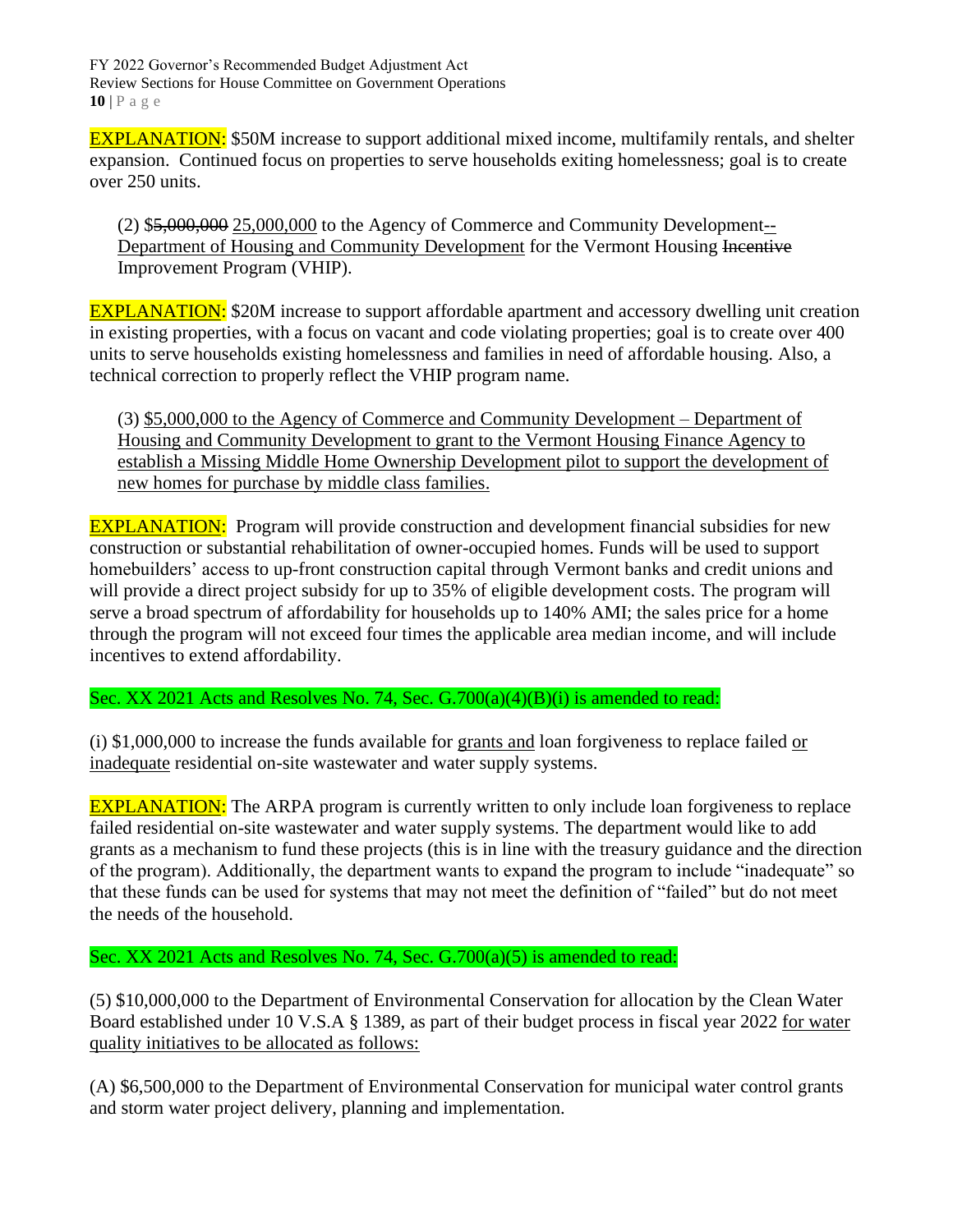EXPLANATION: $50M increase to support additional mixed income, multifamily rentals, and shelter expansion. Continued focus on properties to serve households exiting homelessness; goal is to create over 250 units.

(2) $~~5,000,000~~ <u>25,000,000</u> to the Agency of Commerce and Community Development<u>--Department of Housing and Community Development</u> for the Vermont Housing ~~Incentive~~ Improvement Program (VHIP).

EXPLANATION: $20M increase to support affordable apartment and accessory dwelling unit creation in existing properties, with a focus on vacant and code violating properties; goal is to create over 400 units to serve households existing homelessness and families in need of affordable housing. Also, a technical correction to properly reflect the VHIP program name.

(3) <u>$5,000,000 to the Agency of Commerce and Community Development – Department of Housing and Community Development to grant to the Vermont Housing Finance Agency to establish a Missing Middle Home Ownership Development pilot to support the development of new homes for purchase by middle class families.</u>

EXPLANATION: Program will provide construction and development financial subsidies for new construction or substantial rehabilitation of owner-occupied homes. Funds will be used to support homebuilders' access to up-front construction capital through Vermont banks and credit unions and will provide a direct project subsidy for up to 35% of eligible development costs. The program will serve a broad spectrum of affordability for households up to 140% AMI; the sales price for a home through the program will not exceed four times the applicable area median income, and will include incentives to extend affordability.

Sec. XX 2021 Acts and Resolves No. 74, Sec. G.700(a)(4)(B)(i) is amended to read:

(i) $1,000,000 to increase the funds available for <u>grants and</u> loan forgiveness to replace failed <u>or inadequate</u> residential on-site wastewater and water supply systems.

EXPLANATION: The ARPA program is currently written to only include loan forgiveness to replace failed residential on-site wastewater and water supply systems. The department would like to add grants as a mechanism to fund these projects (this is in line with the treasury guidance and the direction of the program). Additionally, the department wants to expand the program to include "inadequate" so that these funds can be used for systems that may not meet the definition of "failed" but do not meet the needs of the household.

Sec. XX 2021 Acts and Resolves No. 74, Sec. G.700(a)(5) is amended to read:

(5) $10,000,000 to the Department of Environmental Conservation for allocation by the Clean Water Board established under 10 V.S.A § 1389, as part of their budget process in fiscal year 2022 <u>for water quality initiatives to be allocated as follows:</u>

(A) $6,500,000 to the Department of Environmental Conservation for municipal water control grants and storm water project delivery, planning and implementation.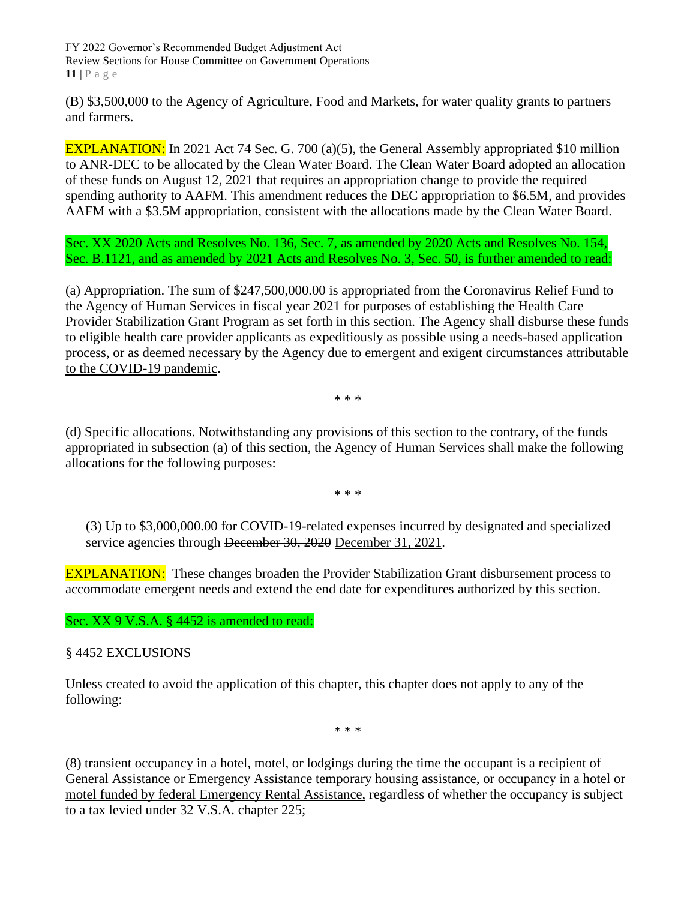(B) $3,500,000 to the Agency of Agriculture, Food and Markets, for water quality grants to partners and farmers.

EXPLANATION: In 2021 Act 74 Sec. G. 700 (a)(5), the General Assembly appropriated $10 million to ANR-DEC to be allocated by the Clean Water Board. The Clean Water Board adopted an allocation of these funds on August 12, 2021 that requires an appropriation change to provide the required spending authority to AAFM. This amendment reduces the DEC appropriation to $6.5M, and provides AAFM with a $3.5M appropriation, consistent with the allocations made by the Clean Water Board.

Sec. XX 2020 Acts and Resolves No. 136, Sec. 7, as amended by 2020 Acts and Resolves No. 154, Sec. B.1121, and as amended by 2021 Acts and Resolves No. 3, Sec. 50, is further amended to read:

(a) Appropriation. The sum of $247,500,000.00 is appropriated from the Coronavirus Relief Fund to the Agency of Human Services in fiscal year 2021 for purposes of establishing the Health Care Provider Stabilization Grant Program as set forth in this section. The Agency shall disburse these funds to eligible health care provider applicants as expeditiously as possible using a needs-based application process, <u>or as deemed necessary by the Agency due to emergent and exigent circumstances attributable to the COVID-19 pandemic</u>.

\* \* \*

(d) Specific allocations. Notwithstanding any provisions of this section to the contrary, of the funds appropriated in subsection (a) of this section, the Agency of Human Services shall make the following allocations for the following purposes:

\* \* \*

(3) Up to $3,000,000.00 for COVID-19-related expenses incurred by designated and specialized service agencies through ~~December 30, 2020~~ <u>December 31, 2021</u>.

EXPLANATION: These changes broaden the Provider Stabilization Grant disbursement process to accommodate emergent needs and extend the end date for expenditures authorized by this section.

Sec. XX 9 V.S.A. § 4452 is amended to read:

§ 4452 EXCLUSIONS

Unless created to avoid the application of this chapter, this chapter does not apply to any of the following:

\* \* \*

(8) transient occupancy in a hotel, motel, or lodgings during the time the occupant is a recipient of General Assistance or Emergency Assistance temporary housing assistance, <u>or occupancy in a hotel or motel funded by federal Emergency Rental Assistance,</u> regardless of whether the occupancy is subject to a tax levied under 32 V.S.A. chapter 225;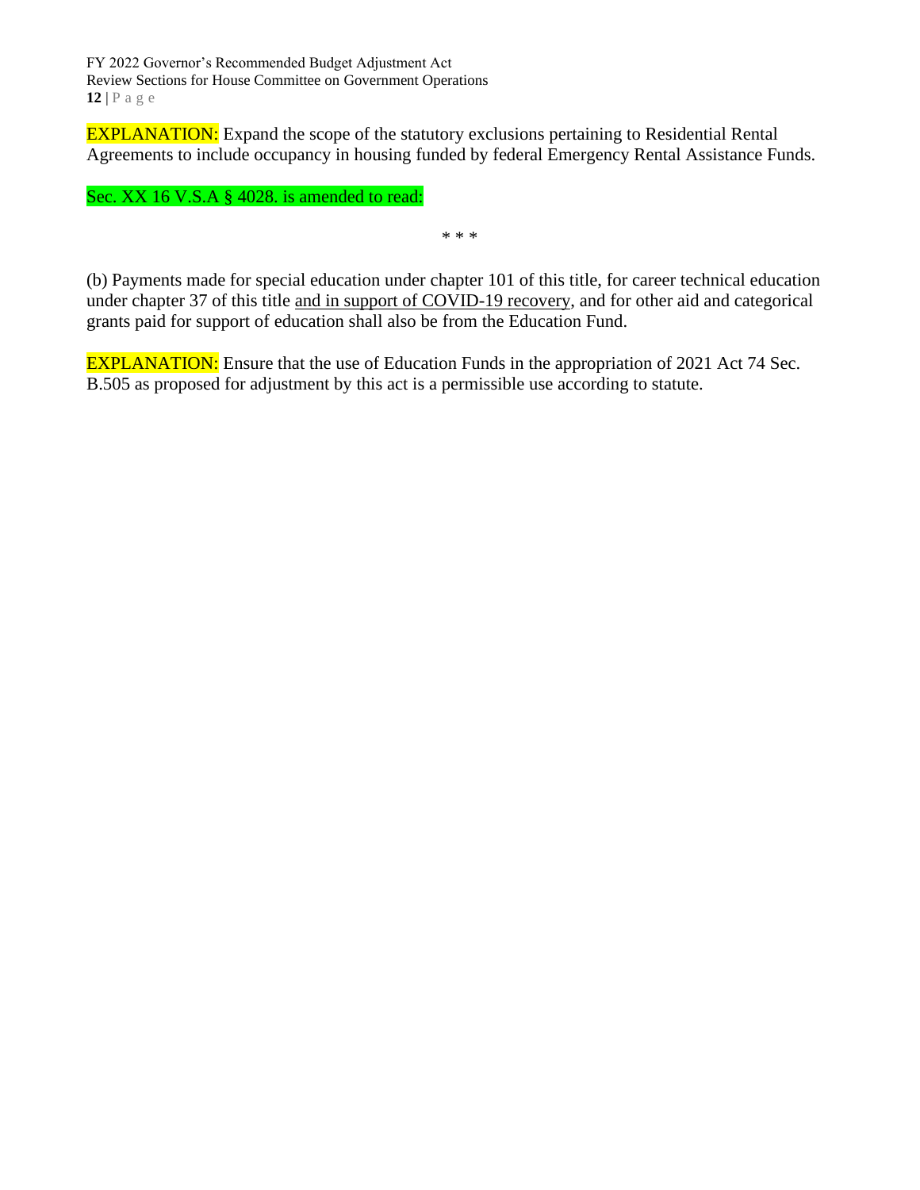EXPLANATION: Expand the scope of the statutory exclusions pertaining to Residential Rental Agreements to include occupancy in housing funded by federal Emergency Rental Assistance Funds.

Sec. XX 16 V.S.A § 4028. is amended to read:

\* \* \*

(b) Payments made for special education under chapter 101 of this title, for career technical education under chapter 37 of this title <u>and in support of COVID-19 recovery</u>, and for other aid and categorical grants paid for support of education shall also be from the Education Fund.

EXPLANATION: Ensure that the use of Education Funds in the appropriation of 2021 Act 74 Sec. B.505 as proposed for adjustment by this act is a permissible use according to statute.